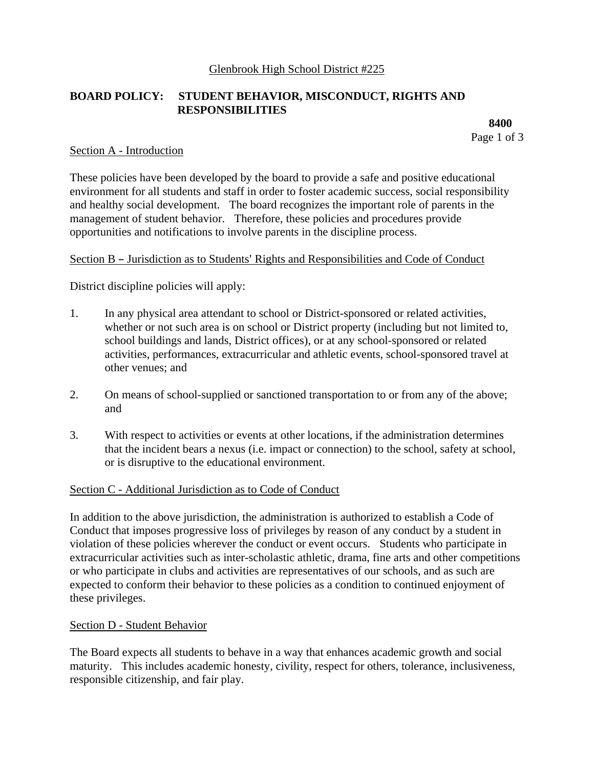Glenbrook High School District #225

# BOARD POLICY: STUDENT BEHAVIOR, MISCONDUCT, RIGHTS AND RESPONSIBILITIES

**8400**

## Section A - Introduction

These policies have been developed by the board to provide a safe and positive educational environment for all students and staff in order to foster academic success, social responsibility and healthy social development. The board recognizes the important role of parents in the management of student behavior. Therefore, these policies and procedures provide opportunities and notifications to involve parents in the discipline process.

## Section B – Jurisdiction as to Students' Rights and Responsibilities and Code of Conduct

District discipline policies will apply:

1. In any physical area attendant to school or District-sponsored or related activities, whether or not such area is on school or District property (including but not limited to, school buildings and lands, District offices), or at any school-sponsored or related activities, performances, extracurricular and athletic events, school-sponsored travel at other venues; and

2. On means of school-supplied or sanctioned transportation to or from any of the above; and

3. With respect to activities or events at other locations, if the administration determines that the incident bears a nexus (i.e. impact or connection) to the school, safety at school, or is disruptive to the educational environment.

## Section C - Additional Jurisdiction as to Code of Conduct

In addition to the above jurisdiction, the administration is authorized to establish a Code of Conduct that imposes progressive loss of privileges by reason of any conduct by a student in violation of these policies wherever the conduct or event occurs. Students who participate in extracurricular activities such as inter-scholastic athletic, drama, fine arts and other competitions or who participate in clubs and activities are representatives of our schools, and as such are expected to conform their behavior to these policies as a condition to continued enjoyment of these privileges.

## Section D - Student Behavior

The Board expects all students to behave in a way that enhances academic growth and social maturity. This includes academic honesty, civility, respect for others, tolerance, inclusiveness, responsible citizenship, and fair play.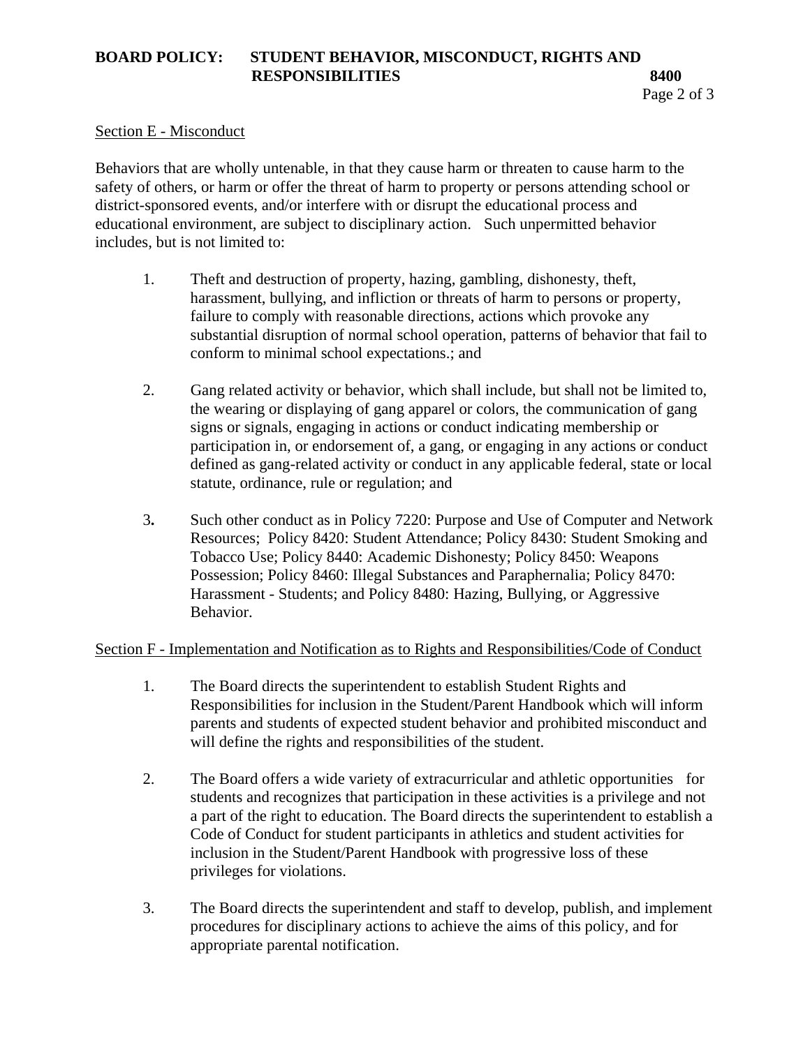Section E - Misconduct

Behaviors that are wholly untenable, in that they cause harm or threaten to cause harm to the safety of others, or harm or offer the threat of harm to property or persons attending school or district-sponsored events, and/or interfere with or disrupt the educational process and educational environment, are subject to disciplinary action. Such unpermitted behavior includes, but is not limited to:

1. Theft and destruction of property, hazing, gambling, dishonesty, theft, harassment, bullying, and infliction or threats of harm to persons or property, failure to comply with reasonable directions, actions which provoke any substantial disruption of normal school operation, patterns of behavior that fail to conform to minimal school expectations.; and

2. Gang related activity or behavior, which shall include, but shall not be limited to, the wearing or displaying of gang apparel or colors, the communication of gang signs or signals, engaging in actions or conduct indicating membership or participation in, or endorsement of, a gang, or engaging in any actions or conduct defined as gang-related activity or conduct in any applicable federal, state or local statute, ordinance, rule or regulation; and

3. Such other conduct as in Policy 7220: Purpose and Use of Computer and Network Resources; Policy 8420: Student Attendance; Policy 8430: Student Smoking and Tobacco Use; Policy 8440: Academic Dishonesty; Policy 8450: Weapons Possession; Policy 8460: Illegal Substances and Paraphernalia; Policy 8470: Harassment - Students; and Policy 8480: Hazing, Bullying, or Aggressive Behavior.

Section F - Implementation and Notification as to Rights and Responsibilities/Code of Conduct

1. The Board directs the superintendent to establish Student Rights and Responsibilities for inclusion in the Student/Parent Handbook which will inform parents and students of expected student behavior and prohibited misconduct and will define the rights and responsibilities of the student.

2. The Board offers a wide variety of extracurricular and athletic opportunities for students and recognizes that participation in these activities is a privilege and not a part of the right to education. The Board directs the superintendent to establish a Code of Conduct for student participants in athletics and student activities for inclusion in the Student/Parent Handbook with progressive loss of these privileges for violations.

3. The Board directs the superintendent and staff to develop, publish, and implement procedures for disciplinary actions to achieve the aims of this policy, and for appropriate parental notification.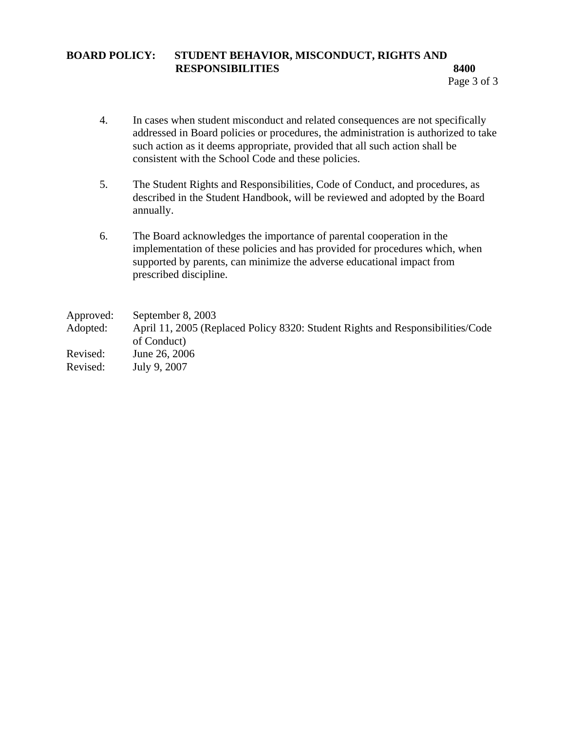4. In cases when student misconduct and related consequences are not specifically addressed in Board policies or procedures, the administration is authorized to take such action as it deems appropriate, provided that all such action shall be consistent with the School Code and these policies.

5. The Student Rights and Responsibilities, Code of Conduct, and procedures, as described in the Student Handbook, will be reviewed and adopted by the Board annually.

6. The Board acknowledges the importance of parental cooperation in the implementation of these policies and has provided for procedures which, when supported by parents, can minimize the adverse educational impact from prescribed discipline.

| | |
|---|---|
| Approved: | September 8, 2003 |
| Adopted: | April 11, 2005 (Replaced Policy 8320: Student Rights and Responsibilities/Code of Conduct) |
| Revised: | June 26, 2006 |
| Revised: | July 9, 2007 |